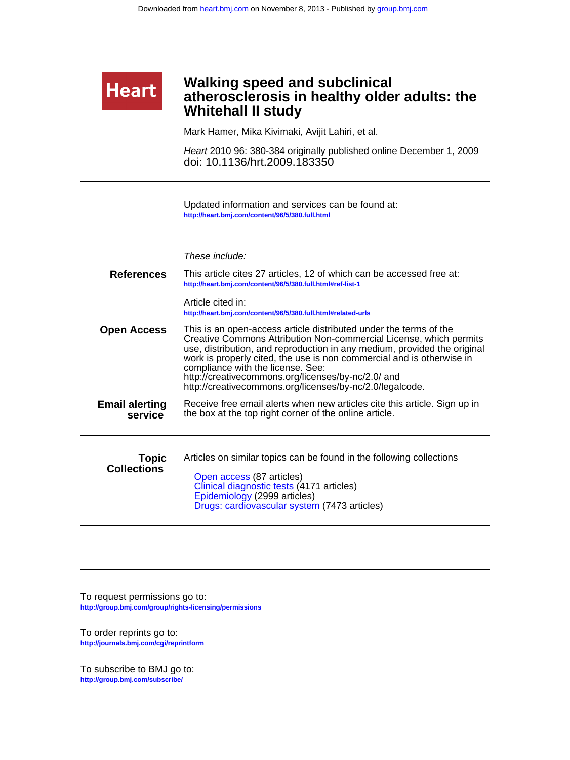Downloaded from heart.bmj.com on November 8, 2013 - Published by group.bmj.com

**Heart**

# Walking speed and subclinical atherosclerosis in healthy older adults: the Whitehall II study

Mark Hamer, Mika Kivimaki, Avijit Lahiri, et al.

*Heart* 2010 96: 380-384 originally published online December 1, 2009
doi: 10.1136/hrt.2009.183350

---

Updated information and services can be found at:
http://heart.bmj.com/content/96/5/380.full.html

---

*These include:*

**References**

This article cites 27 articles, 12 of which can be accessed free at:
http://heart.bmj.com/content/96/5/380.full.html#ref-list-1

Article cited in:
http://heart.bmj.com/content/96/5/380.full.html#related-urls

**Open Access**

This is an open-access article distributed under the terms of the Creative Commons Attribution Non-commercial License, which permits use, distribution, and reproduction in any medium, provided the original work is properly cited, the use is non commercial and is otherwise in compliance with the license. See:
http://creativecommons.org/licenses/by-nc/2.0/ and
http://creativecommons.org/licenses/by-nc/2.0/legalcode.

**Email alerting service**

Receive free email alerts when new articles cite this article. Sign up in the box at the top right corner of the online article.

---

**Topic Collections**

Articles on similar topics can be found in the following collections

- Open access (87 articles)
- Clinical diagnostic tests (4171 articles)
- Epidemiology (2999 articles)
- Drugs: cardiovascular system (7473 articles)

---

To request permissions go to:
http://group.bmj.com/group/rights-licensing/permissions

To order reprints go to:
http://journals.bmj.com/cgi/reprintform

To subscribe to BMJ go to:
http://group.bmj.com/subscribe/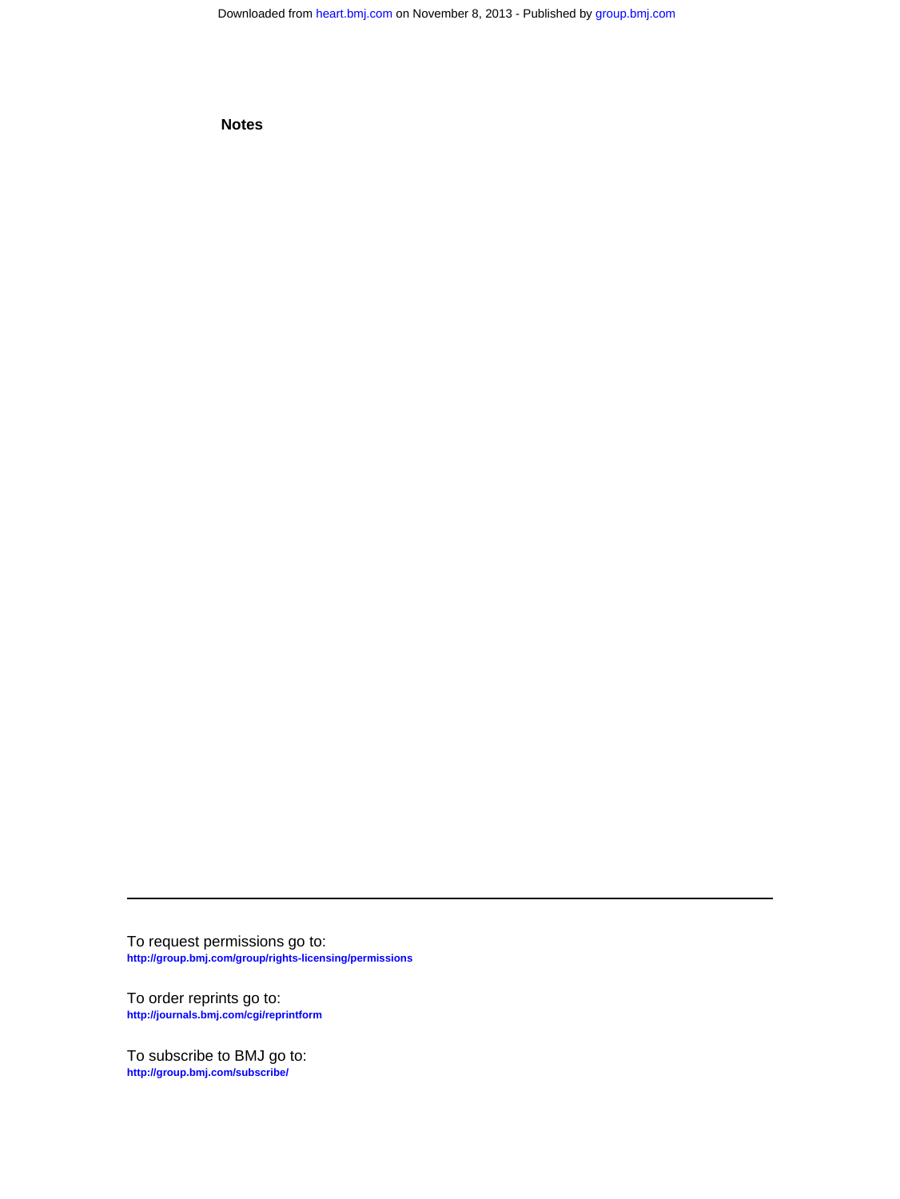**Notes**

---

To request permissions go to:
http://group.bmj.com/group/rights-licensing/permissions

To order reprints go to:
http://journals.bmj.com/cgi/reprintform

To subscribe to BMJ go to:
http://group.bmj.com/subscribe/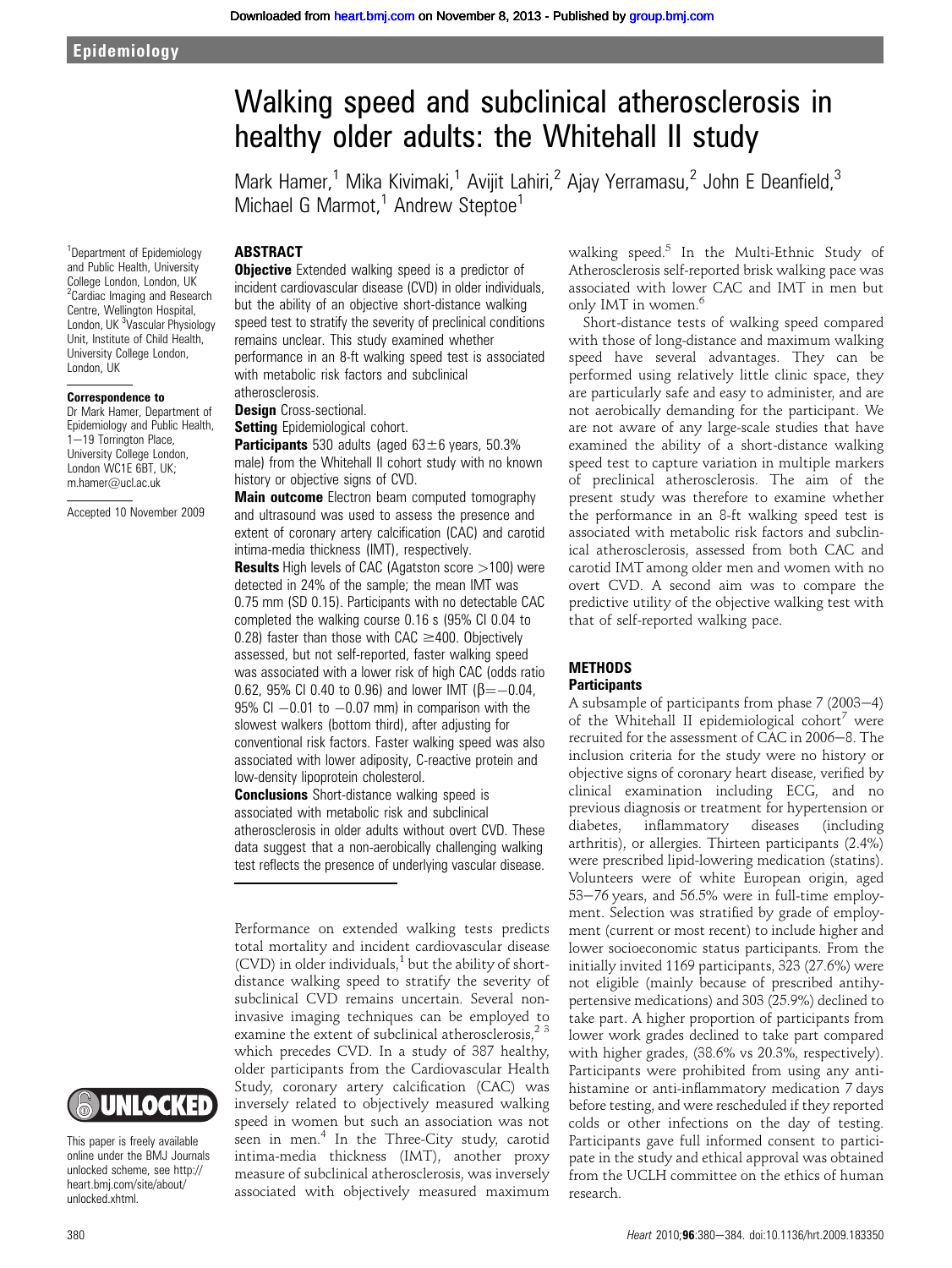# Walking speed and subclinical atherosclerosis in healthy older adults: the Whitehall II study

Mark Hamer,[1] Mika Kivimaki,[1] Avijit Lahiri,[2] Ajay Yerramasu,[2] John E Deanfield,[3] Michael G Marmot,[1] Andrew Steptoe[1]

[1]Department of Epidemiology and Public Health, University College London, London, UK [2]Cardiac Imaging and Research Centre, Wellington Hospital, London, UK [3]Vascular Physiology Unit, Institute of Child Health, University College London, London, UK

**Correspondence to**
Dr Mark Hamer, Department of Epidemiology and Public Health, 1–19 Torrington Place, University College London, London WC1E 6BT, UK; m.hamer@ucl.ac.uk

Accepted 10 November 2009

## ABSTRACT

**Objective** Extended walking speed is a predictor of incident cardiovascular disease (CVD) in older individuals, but the ability of an objective short-distance walking speed test to stratify the severity of preclinical conditions remains unclear. This study examined whether performance in an 8-ft walking speed test is associated with metabolic risk factors and subclinical atherosclerosis.

**Design** Cross-sectional.

**Setting** Epidemiological cohort.

**Participants** 530 adults (aged 63±6 years, 50.3% male) from the Whitehall II cohort study with no known history or objective signs of CVD.

**Main outcome** Electron beam computed tomography and ultrasound was used to assess the presence and extent of coronary artery calcification (CAC) and carotid intima-media thickness (IMT), respectively.

**Results** High levels of CAC (Agatston score >100) were detected in 24% of the sample; the mean IMT was 0.75 mm (SD 0.15). Participants with no detectable CAC completed the walking course 0.16 s (95% CI 0.04 to 0.28) faster than those with CAC ≥400. Objectively assessed, but not self-reported, faster walking speed was associated with a lower risk of high CAC (odds ratio 0.62, 95% CI 0.40 to 0.96) and lower IMT (β=−0.04, 95% CI −0.01 to −0.07 mm) in comparison with the slowest walkers (bottom third), after adjusting for conventional risk factors. Faster walking speed was also associated with lower adiposity, C-reactive protein and low-density lipoprotein cholesterol.

**Conclusions** Short-distance walking speed is associated with metabolic risk and subclinical atherosclerosis in older adults without overt CVD. These data suggest that a non-aerobically challenging walking test reflects the presence of underlying vascular disease.

This paper is freely available online under the BMJ Journals unlocked scheme, see http://heart.bmj.com/site/about/unlocked.xhtml.

Performance on extended walking tests predicts total mortality and incident cardiovascular disease (CVD) in older individuals,[1] but the ability of short-distance walking speed to stratify the severity of subclinical CVD remains uncertain. Several non-invasive imaging techniques can be employed to examine the extent of subclinical atherosclerosis,[2 3] which precedes CVD. In a study of 387 healthy, older participants from the Cardiovascular Health Study, coronary artery calcification (CAC) was inversely related to objectively measured walking speed in women but such an association was not seen in men.[4] In the Three-City study, carotid intima-media thickness (IMT), another proxy measure of subclinical atherosclerosis, was inversely associated with objectively measured maximum walking speed.[5] In the Multi-Ethnic Study of Atherosclerosis self-reported brisk walking pace was associated with lower CAC and IMT in men but only IMT in women.[6]

Short-distance tests of walking speed compared with those of long-distance and maximum walking speed have several advantages. They can be performed using relatively little clinic space, they are particularly safe and easy to administer, and are not aerobically demanding for the participant. We are not aware of any large-scale studies that have examined the ability of a short-distance walking speed test to capture variation in multiple markers of preclinical atherosclerosis. The aim of the present study was therefore to examine whether the performance in an 8-ft walking speed test is associated with metabolic risk factors and subclinical atherosclerosis, assessed from both CAC and carotid IMT among older men and women with no overt CVD. A second aim was to compare the predictive utility of the objective walking test with that of self-reported walking pace.

## METHODS

### Participants

A subsample of participants from phase 7 (2003–4) of the Whitehall II epidemiological cohort[7] were recruited for the assessment of CAC in 2006–8. The inclusion criteria for the study were no history or objective signs of coronary heart disease, verified by clinical examination including ECG, and no previous diagnosis or treatment for hypertension or diabetes, inflammatory diseases (including arthritis), or allergies. Thirteen participants (2.4%) were prescribed lipid-lowering medication (statins). Volunteers were of white European origin, aged 53–76 years, and 56.5% were in full-time employment. Selection was stratified by grade of employment (current or most recent) to include higher and lower socioeconomic status participants. From the initially invited 1169 participants, 323 (27.6%) were not eligible (mainly because of prescribed antihypertensive medications) and 303 (25.9%) declined to take part. A higher proportion of participants from lower work grades declined to take part compared with higher grades, (38.6% vs 20.3%, respectively). Participants were prohibited from using any antihistamine or anti-inflammatory medication 7 days before testing, and were rescheduled if they reported colds or other infections on the day of testing. Participants gave full informed consent to participate in the study and ethical approval was obtained from the UCLH committee on the ethics of human research.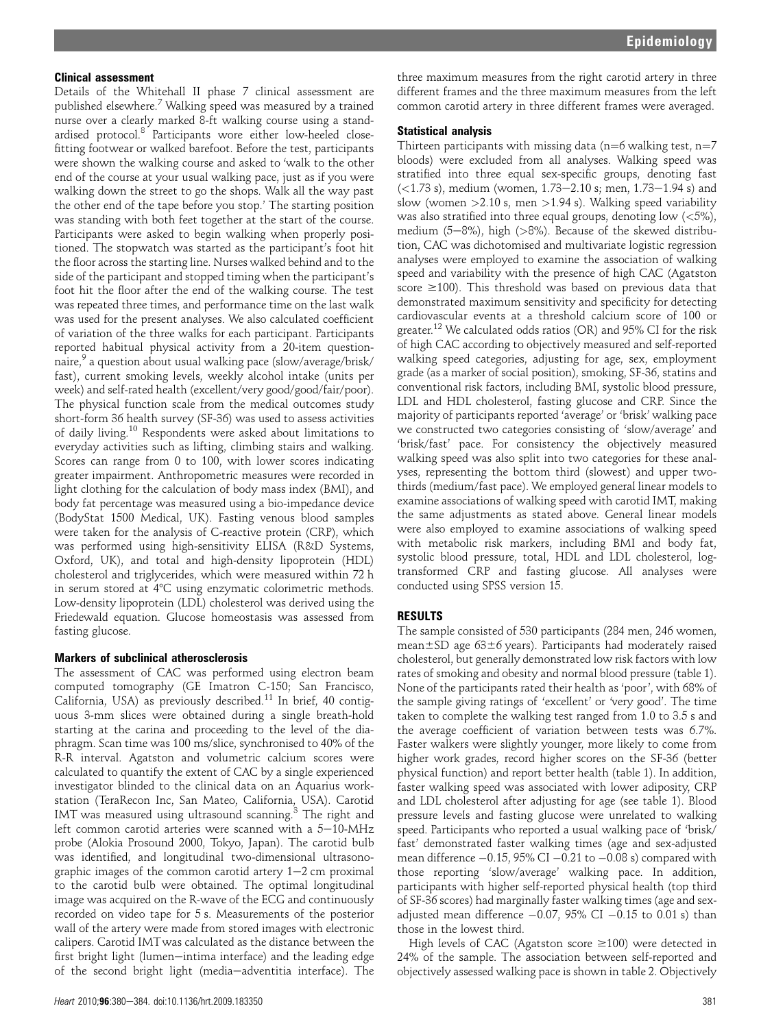### Clinical assessment

Details of the Whitehall II phase 7 clinical assessment are published elsewhere.[7] Walking speed was measured by a trained nurse over a clearly marked 8-ft walking course using a standardised protocol.[8] Participants wore either low-heeled close-fitting footwear or walked barefoot. Before the test, participants were shown the walking course and asked to 'walk to the other end of the course at your usual walking pace, just as if you were walking down the street to go the shops. Walk all the way past the other end of the tape before you stop.' The starting position was standing with both feet together at the start of the course. Participants were asked to begin walking when properly positioned. The stopwatch was started as the participant's foot hit the floor across the starting line. Nurses walked behind and to the side of the participant and stopped timing when the participant's foot hit the floor after the end of the walking course. The test was repeated three times, and performance time on the last walk was used for the present analyses. We also calculated coefficient of variation of the three walks for each participant. Participants reported habitual physical activity from a 20-item questionnaire,[9] a question about usual walking pace (slow/average/brisk/fast), current smoking levels, weekly alcohol intake (units per week) and self-rated health (excellent/very good/good/fair/poor). The physical function scale from the medical outcomes study short-form 36 health survey (SF-36) was used to assess activities of daily living.[10] Respondents were asked about limitations to everyday activities such as lifting, climbing stairs and walking. Scores can range from 0 to 100, with lower scores indicating greater impairment. Anthropometric measures were recorded in light clothing for the calculation of body mass index (BMI), and body fat percentage was measured using a bio-impedance device (BodyStat 1500 Medical, UK). Fasting venous blood samples were taken for the analysis of C-reactive protein (CRP), which was performed using high-sensitivity ELISA (R&D Systems, Oxford, UK), and total and high-density lipoprotein (HDL) cholesterol and triglycerides, which were measured within 72 h in serum stored at 4°C using enzymatic colorimetric methods. Low-density lipoprotein (LDL) cholesterol was derived using the Friedewald equation. Glucose homeostasis was assessed from fasting glucose.

### Markers of subclinical atherosclerosis

The assessment of CAC was performed using electron beam computed tomography (GE Imatron C-150; San Francisco, California, USA) as previously described.[11] In brief, 40 contiguous 3-mm slices were obtained during a single breath-hold starting at the carina and proceeding to the level of the diaphragm. Scan time was 100 ms/slice, synchronised to 40% of the R-R interval. Agatston and volumetric calcium scores were calculated to quantify the extent of CAC by a single experienced investigator blinded to the clinical data on an Aquarius workstation (TeraRecon Inc, San Mateo, California, USA). Carotid IMT was measured using ultrasound scanning.[3] The right and left common carotid arteries were scanned with a 5–10-MHz probe (Alokia Prosound 2000, Tokyo, Japan). The carotid bulb was identified, and longitudinal two-dimensional ultrasonographic images of the common carotid artery 1–2 cm proximal to the carotid bulb were obtained. The optimal longitudinal image was acquired on the R-wave of the ECG and continuously recorded on video tape for 5 s. Measurements of the posterior wall of the artery were made from stored images with electronic calipers. Carotid IMT was calculated as the distance between the first bright light (lumen–intima interface) and the leading edge of the second bright light (media–adventitia interface). The three maximum measures from the right carotid artery in three different frames and the three maximum measures from the left common carotid artery in three different frames were averaged.

### Statistical analysis

Thirteen participants with missing data (n=6 walking test, n=7 bloods) were excluded from all analyses. Walking speed was stratified into three equal sex-specific groups, denoting fast (<1.73 s), medium (women, 1.73–2.10 s; men, 1.73–1.94 s) and slow (women >2.10 s, men >1.94 s). Walking speed variability was also stratified into three equal groups, denoting low (<5%), medium (5–8%), high (>8%). Because of the skewed distribution, CAC was dichotomised and multivariate logistic regression analyses were employed to examine the association of walking speed and variability with the presence of high CAC (Agatston score ≥100). This threshold was based on previous data that demonstrated maximum sensitivity and specificity for detecting cardiovascular events at a threshold calcium score of 100 or greater.[12] We calculated odds ratios (OR) and 95% CI for the risk of high CAC according to objectively measured and self-reported walking speed categories, adjusting for age, sex, employment grade (as a marker of social position), smoking, SF-36, statins and conventional risk factors, including BMI, systolic blood pressure, LDL and HDL cholesterol, fasting glucose and CRP. Since the majority of participants reported 'average' or 'brisk' walking pace we constructed two categories consisting of 'slow/average' and 'brisk/fast' pace. For consistency the objectively measured walking speed was also split into two categories for these analyses, representing the bottom third (slowest) and upper two-thirds (medium/fast pace). We employed general linear models to examine associations of walking speed with carotid IMT, making the same adjustments as stated above. General linear models were also employed to examine associations of walking speed with metabolic risk markers, including BMI and body fat, systolic blood pressure, total, HDL and LDL cholesterol, log-transformed CRP and fasting glucose. All analyses were conducted using SPSS version 15.

## RESULTS

The sample consisted of 530 participants (284 men, 246 women, mean±SD age 63±6 years). Participants had moderately raised cholesterol, but generally demonstrated low risk factors with low rates of smoking and obesity and normal blood pressure (table 1). None of the participants rated their health as 'poor', with 68% of the sample giving ratings of 'excellent' or 'very good'. The time taken to complete the walking test ranged from 1.0 to 3.5 s and the average coefficient of variation between tests was 6.7%. Faster walkers were slightly younger, more likely to come from higher work grades, record higher scores on the SF-36 (better physical function) and report better health (table 1). In addition, faster walking speed was associated with lower adiposity, CRP and LDL cholesterol after adjusting for age (see table 1). Blood pressure levels and fasting glucose were unrelated to walking speed. Participants who reported a usual walking pace of 'brisk/fast' demonstrated faster walking times (age and sex-adjusted mean difference −0.15, 95% CI −0.21 to −0.08 s) compared with those reporting 'slow/average' walking pace. In addition, participants with higher self-reported physical health (top third of SF-36 scores) had marginally faster walking times (age and sex-adjusted mean difference −0.07, 95% CI −0.15 to 0.01 s) than those in the lowest third.

High levels of CAC (Agatston score ≥100) were detected in 24% of the sample. The association between self-reported and objectively assessed walking pace is shown in table 2. Objectively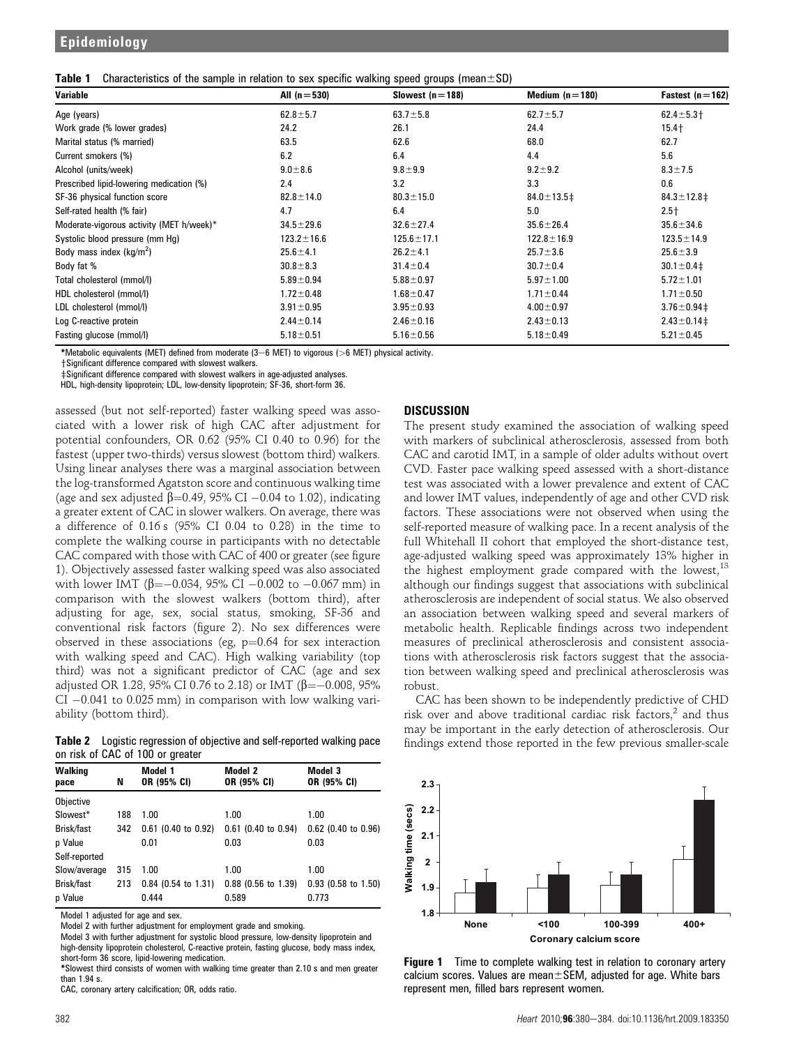**Table 1** Characteristics of the sample in relation to sex specific walking speed groups (mean±SD)

| Variable | All (n=530) | Slowest (n=188) | Medium (n=180) | Fastest (n=162) |
|---|---|---|---|---|
| Age (years) | 62.8±5.7 | 63.7±5.8 | 62.7±5.7 | 62.4±5.3† |
| Work grade (% lower grades) | 24.2 | 26.1 | 24.4 | 15.4† |
| Marital status (% married) | 63.5 | 62.6 | 68.0 | 62.7 |
| Current smokers (%) | 6.2 | 6.4 | 4.4 | 5.6 |
| Alcohol (units/week) | 9.0±8.6 | 9.8±9.9 | 9.2±9.2 | 8.3±7.5 |
| Prescribed lipid-lowering medication (%) | 2.4 | 3.2 | 3.3 | 0.6 |
| SF-36 physical function score | 82.8±14.0 | 80.3±15.0 | 84.0±13.5‡ | 84.3±12.8‡ |
| Self-rated health (% fair) | 4.7 | 6.4 | 5.0 | 2.5† |
| Moderate-vigorous activity (MET h/week)* | 34.5±29.6 | 32.6±27.4 | 35.6±26.4 | 35.6±34.6 |
| Systolic blood pressure (mm Hg) | 123.2±16.6 | 125.6±17.1 | 122.8±16.9 | 123.5±14.9 |
| Body mass index (kg/m$^2$) | 25.6±4.1 | 26.2±4.1 | 25.7±3.6 | 25.6±3.9 |
| Body fat % | 30.8±8.3 | 31.4±0.4 | 30.7±0.4 | 30.1±0.4‡ |
| Total cholesterol (mmol/l) | 5.89±0.94 | 5.88±0.97 | 5.97±1.00 | 5.72±1.01 |
| HDL cholesterol (mmol/l) | 1.72±0.48 | 1.68±0.47 | 1.71±0.44 | 1.71±0.50 |
| LDL cholesterol (mmol/l) | 3.91±0.95 | 3.95±0.93 | 4.00±0.97 | 3.76±0.94‡ |
| Log C-reactive protein | 2.44±0.14 | 2.46±0.16 | 2.43±0.13 | 2.43±0.14‡ |
| Fasting glucose (mmol/l) | 5.18±0.51 | 5.16±0.56 | 5.18±0.49 | 5.21±0.45 |

*Metabolic equivalents (MET) defined from moderate (3–6 MET) to vigorous (>6 MET) physical activity.
†Significant difference compared with slowest walkers.
‡Significant difference compared with slowest walkers in age-adjusted analyses.
HDL, high-density lipoprotein; LDL, low-density lipoprotein; SF-36, short-form 36.

assessed (but not self-reported) faster walking speed was associated with a lower risk of high CAC after adjustment for potential confounders, OR 0.62 (95% CI 0.40 to 0.96) for the fastest (upper two-thirds) versus slowest (bottom third) walkers. Using linear analyses there was a marginal association between the log-transformed Agatston score and continuous walking time (age and sex adjusted $\beta$=0.49, 95% CI −0.04 to 1.02), indicating a greater extent of CAC in slower walkers. On average, there was a difference of 0.16 s (95% CI 0.04 to 0.28) in the time to complete the walking course in participants with no detectable CAC compared with those with CAC of 400 or greater (see figure 1). Objectively assessed faster walking speed was also associated with lower IMT ($\beta$=−0.034, 95% CI −0.002 to −0.067 mm) in comparison with the slowest walkers (bottom third), after adjusting for age, sex, social status, smoking, SF-36 and conventional risk factors (figure 2). No sex differences were observed in these associations (eg, p=0.64 for sex interaction with walking speed and CAC). High walking variability (top third) was not a significant predictor of CAC (age and sex adjusted OR 1.28, 95% CI 0.76 to 2.18) or IMT ($\beta$=−0.008, 95% CI −0.041 to 0.025 mm) in comparison with low walking variability (bottom third).

**Table 2** Logistic regression of objective and self-reported walking pace on risk of CAC of 100 or greater

| Walking pace | N | Model 1 OR (95% CI) | Model 2 OR (95% CI) | Model 3 OR (95% CI) |
|---|---|---|---|---|
| Objective | | | | |
| Slowest* | 188 | 1.00 | 1.00 | 1.00 |
| Brisk/fast | 342 | 0.61 (0.40 to 0.92) | 0.61 (0.40 to 0.94) | 0.62 (0.40 to 0.96) |
| p Value | | 0.01 | 0.03 | 0.03 |
| Self-reported | | | | |
| Slow/average | 315 | 1.00 | 1.00 | 1.00 |
| Brisk/fast | 213 | 0.84 (0.54 to 1.31) | 0.88 (0.56 to 1.39) | 0.93 (0.58 to 1.50) |
| p Value | | 0.444 | 0.589 | 0.773 |

Model 1 adjusted for age and sex.
Model 2 with further adjustment for employment grade and smoking.
Model 3 with further adjustment for systolic blood pressure, low-density lipoprotein and high-density lipoprotein cholesterol, C-reactive protein, fasting glucose, body mass index, short-form 36 score, lipid-lowering medication.
*Slowest third consists of women with walking time greater than 2.10 s and men greater than 1.94 s.
CAC, coronary artery calcification; OR, odds ratio.

## DISCUSSION

The present study examined the association of walking speed with markers of subclinical atherosclerosis, assessed from both CAC and carotid IMT, in a sample of older adults without overt CVD. Faster pace walking speed assessed with a short-distance test was associated with a lower prevalence and extent of CAC and lower IMT values, independently of age and other CVD risk factors. These associations were not observed when using the self-reported measure of walking pace. In a recent analysis of the full Whitehall II cohort that employed the short-distance test, age-adjusted walking speed was approximately 13% higher in the highest employment grade compared with the lowest,[13] although our findings suggest that associations with subclinical atherosclerosis are independent of social status. We also observed an association between walking speed and several markers of metabolic health. Replicable findings across two independent measures of preclinical atherosclerosis and consistent associations with atherosclerosis risk factors suggest that the association between walking speed and preclinical atherosclerosis was robust.

CAC has been shown to be independently predictive of CHD risk over and above traditional cardiac risk factors,[2] and thus may be important in the early detection of atherosclerosis. Our findings extend those reported in the few previous smaller-scale

**Figure 1** Time to complete walking test in relation to coronary artery calcium scores. Values are mean±SEM, adjusted for age. White bars represent men, filled bars represent women.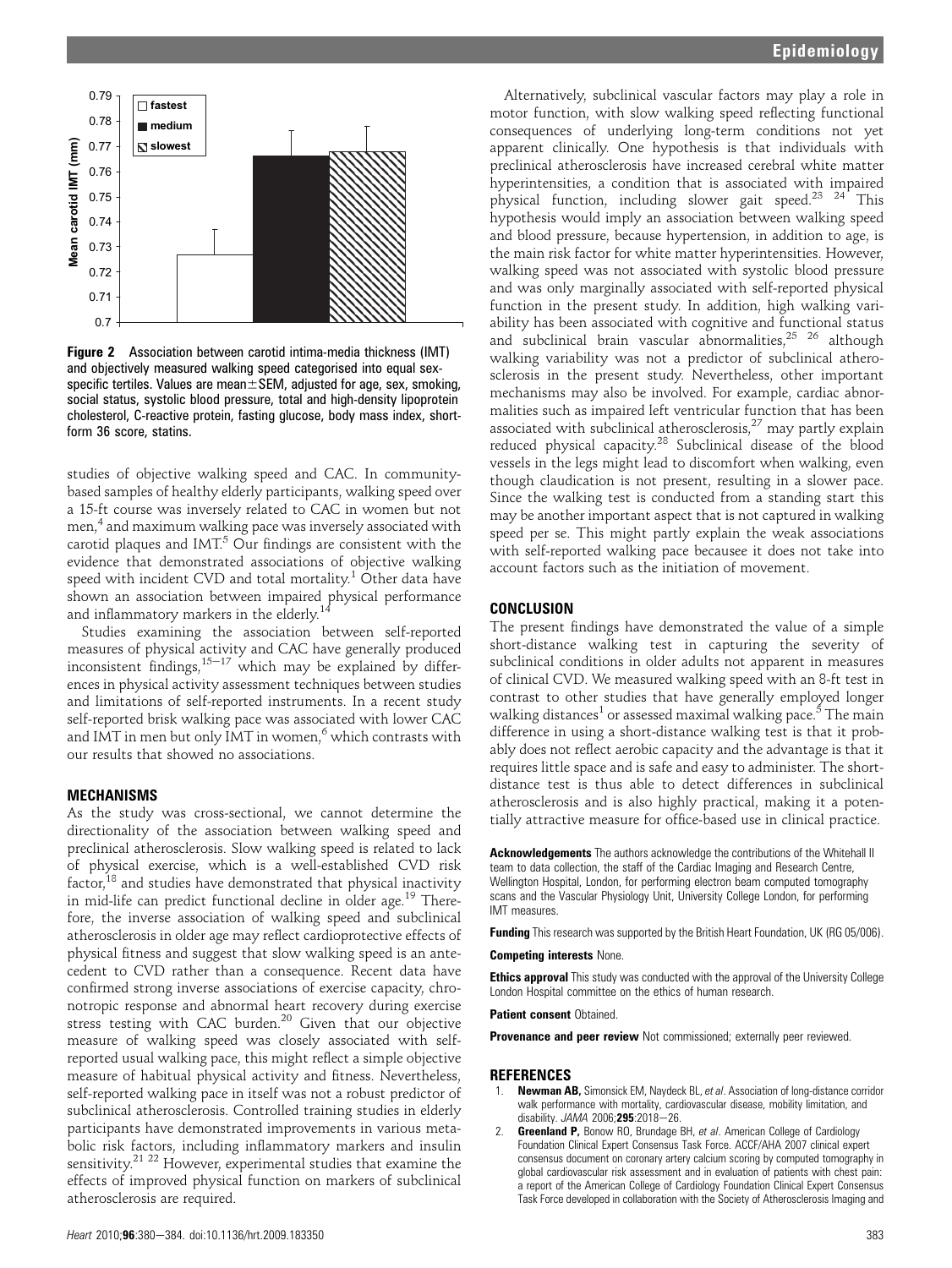0.79
0.78
0.77
0.76
0.75
0.74
0.73
0.72
0.71
0.7

Mean carotid IMT (mm)

fastest
medium
slowest

**Figure 2** Association between carotid intima-media thickness (IMT) and objectively measured walking speed categorised into equal sex-specific tertiles. Values are mean±SEM, adjusted for age, sex, smoking, social status, systolic blood pressure, total and high-density lipoprotein cholesterol, C-reactive protein, fasting glucose, body mass index, short-form 36 score, statins.

studies of objective walking speed and CAC. In community-based samples of healthy elderly participants, walking speed over a 15-ft course was inversely related to CAC in women but not men,[4] and maximum walking pace was inversely associated with carotid plaques and IMT.[5] Our findings are consistent with the evidence that demonstrated associations of objective walking speed with incident CVD and total mortality.[1] Other data have shown an association between impaired physical performance and inflammatory markers in the elderly.[14]

Studies examining the association between self-reported measures of physical activity and CAC have generally produced inconsistent findings,[15–17] which may be explained by differences in physical activity assessment techniques between studies and limitations of self-reported instruments. In a recent study self-reported brisk walking pace was associated with lower CAC and IMT in men but only IMT in women,[6] which contrasts with our results that showed no associations.

## MECHANISMS

As the study was cross-sectional, we cannot determine the directionality of the association between walking speed and preclinical atherosclerosis. Slow walking speed is related to lack of physical exercise, which is a well-established CVD risk factor,[18] and studies have demonstrated that physical inactivity in mid-life can predict functional decline in older age.[19] Therefore, the inverse association of walking speed and subclinical atherosclerosis in older age may reflect cardioprotective effects of physical fitness and suggest that slow walking speed is an antecedent to CVD rather than a consequence. Recent data have confirmed strong inverse associations of exercise capacity, chronotropic response and abnormal heart recovery during exercise stress testing with CAC burden.[20] Given that our objective measure of walking speed was closely associated with self-reported usual walking pace, this might reflect a simple objective measure of habitual physical activity and fitness. Nevertheless, self-reported walking pace in itself was not a robust predictor of subclinical atherosclerosis. Controlled training studies in elderly participants have demonstrated improvements in various metabolic risk factors, including inflammatory markers and insulin sensitivity.[21 22] However, experimental studies that examine the effects of improved physical function on markers of subclinical atherosclerosis are required.

Alternatively, subclinical vascular factors may play a role in motor function, with slow walking speed reflecting functional consequences of underlying long-term conditions not yet apparent clinically. One hypothesis is that individuals with preclinical atherosclerosis have increased cerebral white matter hyperintensities, a condition that is associated with impaired physical function, including slower gait speed.[23 24] This hypothesis would imply an association between walking speed and blood pressure, because hypertension, in addition to age, is the main risk factor for white matter hyperintensities. However, walking speed was not associated with systolic blood pressure and was only marginally associated with self-reported physical function in the present study. In addition, high walking variability has been associated with cognitive and functional status and subclinical brain vascular abnormalities,[25 26] although walking variability was not a predictor of subclinical atherosclerosis in the present study. Nevertheless, other important mechanisms may also be involved. For example, cardiac abnormalities such as impaired left ventricular function that has been associated with subclinical atherosclerosis,[27] may partly explain reduced physical capacity.[28] Subclinical disease of the blood vessels in the legs might lead to discomfort when walking, even though claudication is not present, resulting in a slower pace. Since the walking test is conducted from a standing start this may be another important aspect that is not captured in walking speed per se. This might partly explain the weak associations with self-reported walking pace becausee it does not take into account factors such as the initiation of movement.

## CONCLUSION

The present findings have demonstrated the value of a simple short-distance walking test in capturing the severity of subclinical conditions in older adults not apparent in measures of clinical CVD. We measured walking speed with an 8-ft test in contrast to other studies that have generally employed longer walking distances[1] or assessed maximal walking pace.[5] The main difference in using a short-distance walking test is that it probably does not reflect aerobic capacity and the advantage is that it requires little space and is safe and easy to administer. The short-distance test is thus able to detect differences in subclinical atherosclerosis and is also highly practical, making it a potentially attractive measure for office-based use in clinical practice.

**Acknowledgements** The authors acknowledge the contributions of the Whitehall II team to data collection, the staff of the Cardiac Imaging and Research Centre, Wellington Hospital, London, for performing electron beam computed tomography scans and the Vascular Physiology Unit, University College London, for performing IMT measures.

**Funding** This research was supported by the British Heart Foundation, UK (RG 05/006).

**Competing interests** None.

**Ethics approval** This study was conducted with the approval of the University College London Hospital committee on the ethics of human research.

**Patient consent** Obtained.

**Provenance and peer review** Not commissioned; externally peer reviewed.

## REFERENCES

1. **Newman AB,** Simonsick EM, Naydeck BL, *et al*. Association of long-distance corridor walk performance with mortality, cardiovascular disease, mobility limitation, and disability. *JAMA* 2006;**295**:2018–26.
2. **Greenland P,** Bonow RO, Brundage BH, *et al*. American College of Cardiology Foundation Clinical Expert Consensus Task Force. ACCF/AHA 2007 clinical expert consensus document on coronary artery calcium scoring by computed tomography in global cardiovascular risk assessment and in evaluation of patients with chest pain: a report of the American College of Cardiology Foundation Clinical Expert Consensus Task Force developed in collaboration with the Society of Atherosclerosis Imaging and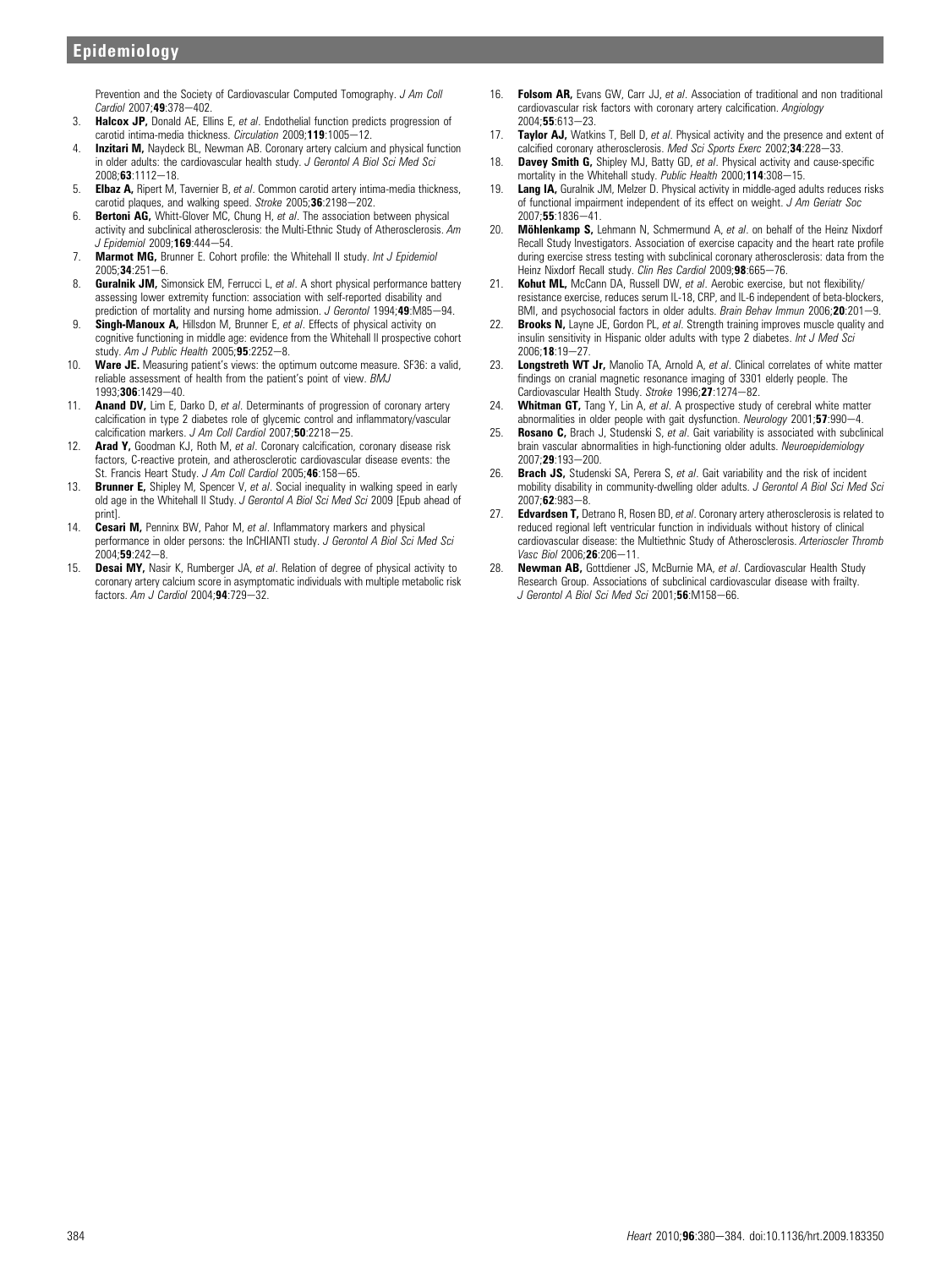Prevention and the Society of Cardiovascular Computed Tomography. *J Am Coll Cardiol* 2007;**49**:378–402.

3. **Halcox JP,** Donald AE, Ellins E, *et al*. Endothelial function predicts progression of carotid intima-media thickness. *Circulation* 2009;**119**:1005–12.
4. **Inzitari M,** Naydeck BL, Newman AB. Coronary artery calcium and physical function in older adults: the cardiovascular health study. *J Gerontol A Biol Sci Med Sci* 2008;**63**:1112–18.
5. **Elbaz A,** Ripert M, Tavernier B, *et al*. Common carotid artery intima-media thickness, carotid plaques, and walking speed. *Stroke* 2005;**36**:2198–202.
6. **Bertoni AG,** Whitt-Glover MC, Chung H, *et al*. The association between physical activity and subclinical atherosclerosis: the Multi-Ethnic Study of Atherosclerosis. *Am J Epidemiol* 2009;**169**:444–54.
7. **Marmot MG,** Brunner E. Cohort profile: the Whitehall II study. *Int J Epidemiol* 2005;**34**:251–6.
8. **Guralnik JM,** Simonsick EM, Ferrucci L, *et al*. A short physical performance battery assessing lower extremity function: association with self-reported disability and prediction of mortality and nursing home admission. *J Gerontol* 1994;**49**:M85–94.
9. **Singh-Manoux A,** Hillsdon M, Brunner E, *et al*. Effects of physical activity on cognitive functioning in middle age: evidence from the Whitehall II prospective cohort study. *Am J Public Health* 2005;**95**:2252–8.
10. **Ware JE.** Measuring patient's views: the optimum outcome measure. SF36: a valid, reliable assessment of health from the patient's point of view. *BMJ* 1993;**306**:1429–40.
11. **Anand DV,** Lim E, Darko D, *et al*. Determinants of progression of coronary artery calcification in type 2 diabetes role of glycemic control and inflammatory/vascular calcification markers. *J Am Coll Cardiol* 2007;**50**:2218–25.
12. **Arad Y,** Goodman KJ, Roth M, *et al*. Coronary calcification, coronary disease risk factors, C-reactive protein, and atherosclerotic cardiovascular disease events: the St. Francis Heart Study. *J Am Coll Cardiol* 2005;**46**:158–65.
13. **Brunner E,** Shipley M, Spencer V, *et al*. Social inequality in walking speed in early old age in the Whitehall II Study. *J Gerontol A Biol Sci Med Sci* 2009 [Epub ahead of print].
14. **Cesari M,** Penninx BW, Pahor M, *et al*. Inflammatory markers and physical performance in older persons: the InCHIANTI study. *J Gerontol A Biol Sci Med Sci* 2004;**59**:242–8.
15. **Desai MY,** Nasir K, Rumberger JA, *et al*. Relation of degree of physical activity to coronary artery calcium score in asymptomatic individuals with multiple metabolic risk factors. *Am J Cardiol* 2004;**94**:729–32.
16. **Folsom AR,** Evans GW, Carr JJ, *et al*. Association of traditional and non traditional cardiovascular risk factors with coronary artery calcification. *Angiology* 2004;**55**:613–23.
17. **Taylor AJ,** Watkins T, Bell D, *et al*. Physical activity and the presence and extent of calcified coronary atherosclerosis. *Med Sci Sports Exerc* 2002;**34**:228–33.
18. **Davey Smith G,** Shipley MJ, Batty GD, *et al*. Physical activity and cause-specific mortality in the Whitehall study. *Public Health* 2000;**114**:308–15.
19. **Lang IA,** Guralnik JM, Melzer D. Physical activity in middle-aged adults reduces risks of functional impairment independent of its effect on weight. *J Am Geriatr Soc* 2007;**55**:1836–41.
20. **Möhlenkamp S,** Lehmann N, Schmermund A, *et al*. on behalf of the Heinz Nixdorf Recall Study Investigators. Association of exercise capacity and the heart rate profile during exercise stress testing with subclinical coronary atherosclerosis: data from the Heinz Nixdorf Recall study. *Clin Res Cardiol* 2009;**98**:665–76.
21. **Kohut ML,** McCann DA, Russell DW, *et al*. Aerobic exercise, but not flexibility/resistance exercise, reduces serum IL-18, CRP, and IL-6 independent of beta-blockers, BMI, and psychosocial factors in older adults. *Brain Behav Immun* 2006;**20**:201–9.
22. **Brooks N,** Layne JE, Gordon PL, *et al*. Strength training improves muscle quality and insulin sensitivity in Hispanic older adults with type 2 diabetes. *Int J Med Sci* 2006;**18**:19–27.
23. **Longstreth WT Jr,** Manolio TA, Arnold A, *et al*. Clinical correlates of white matter findings on cranial magnetic resonance imaging of 3301 elderly people. The Cardiovascular Health Study. *Stroke* 1996;**27**:1274–82.
24. **Whitman GT,** Tang Y, Lin A, *et al*. A prospective study of cerebral white matter abnormalities in older people with gait dysfunction. *Neurology* 2001;**57**:990–4.
25. **Rosano C,** Brach J, Studenski S, *et al*. Gait variability is associated with subclinical brain vascular abnormalities in high-functioning older adults. *Neuroepidemiology* 2007;**29**:193–200.
26. **Brach JS,** Studenski SA, Perera S, *et al*. Gait variability and the risk of incident mobility disability in community-dwelling older adults. *J Gerontol A Biol Sci Med Sci* 2007;**62**:983–8.
27. **Edvardsen T,** Detrano R, Rosen BD, *et al*. Coronary artery atherosclerosis is related to reduced regional left ventricular function in individuals without history of clinical cardiovascular disease: the Multiethnic Study of Atherosclerosis. *Arterioscler Thromb Vasc Biol* 2006;**26**:206–11.
28. **Newman AB,** Gottdiener JS, McBurnie MA, *et al*. Cardiovascular Health Study Research Group. Associations of subclinical cardiovascular disease with frailty. *J Gerontol A Biol Sci Med Sci* 2001;**56**:M158–66.